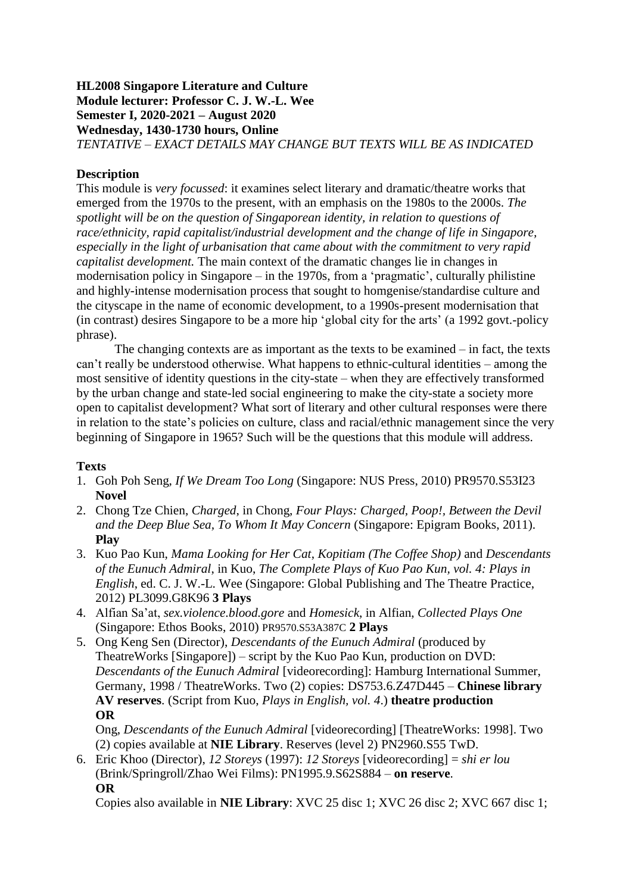**HL2008 Singapore Literature and Culture**
**Module lecturer: Professor C. J. W.-L. Wee**
**Semester I, 2020-2021 – August 2020**
**Wednesday, 1430-1730 hours, Online**
*TENTATIVE – EXACT DETAILS MAY CHANGE BUT TEXTS WILL BE AS INDICATED*

**Description**

This module is *very focussed*: it examines select literary and dramatic/theatre works that emerged from the 1970s to the present, with an emphasis on the 1980s to the 2000s. *The spotlight will be on the question of Singaporean identity, in relation to questions of race/ethnicity, rapid capitalist/industrial development and the change of life in Singapore, especially in the light of urbanisation that came about with the commitment to very rapid capitalist development.* The main context of the dramatic changes lie in changes in modernisation policy in Singapore – in the 1970s, from a 'pragmatic', culturally philistine and highly-intense modernisation process that sought to homgenise/standardise culture and the cityscape in the name of economic development, to a 1990s-present modernisation that (in contrast) desires Singapore to be a more hip 'global city for the arts' (a 1992 govt.-policy phrase).

The changing contexts are as important as the texts to be examined – in fact, the texts can't really be understood otherwise. What happens to ethnic-cultural identities – among the most sensitive of identity questions in the city-state – when they are effectively transformed by the urban change and state-led social engineering to make the city-state a society more open to capitalist development? What sort of literary and other cultural responses were there in relation to the state's policies on culture, class and racial/ethnic management since the very beginning of Singapore in 1965? Such will be the questions that this module will address.

**Texts**

1. Goh Poh Seng, *If We Dream Too Long* (Singapore: NUS Press, 2010) PR9570.S53I23 **Novel**
2. Chong Tze Chien, *Charged*, in Chong, *Four Plays: Charged, Poop!, Between the Devil and the Deep Blue Sea, To Whom It May Concern* (Singapore: Epigram Books, 2011). **Play**
3. Kuo Pao Kun, *Mama Looking for Her Cat*, *Kopitiam (The Coffee Shop)* and *Descendants of the Eunuch Admiral*, in Kuo, *The Complete Plays of Kuo Pao Kun, vol. 4: Plays in English*, ed. C. J. W.-L. Wee (Singapore: Global Publishing and The Theatre Practice, 2012) PL3099.G8K96 **3 Plays**
4. Alfian Sa'at, *sex.violence.blood.gore* and *Homesick*, in Alfian, *Collected Plays One* (Singapore: Ethos Books, 2010) PR9570.S53A387C **2 Plays**
5. Ong Keng Sen (Director), *Descendants of the Eunuch Admiral* (produced by TheatreWorks [Singapore]) – script by the Kuo Pao Kun, production on DVD: *Descendants of the Eunuch Admiral* [videorecording]: Hamburg International Summer, Germany, 1998 / TheatreWorks. Two (2) copies: DS753.6.Z47D445 – **Chinese library AV reserves**. (Script from Kuo, *Plays in English, vol. 4*.) **theatre production**
   **OR**
   Ong, *Descendants of the Eunuch Admiral* [videorecording] [TheatreWorks: 1998]. Two (2) copies available at **NIE Library**. Reserves (level 2) PN2960.S55 TwD.
6. Eric Khoo (Director), *12 Storeys* (1997): *12 Storeys* [videorecording] = *shi er lou* (Brink/Springroll/Zhao Wei Films): PN1995.9.S62S884 – **on reserve**.
   **OR**
   Copies also available in **NIE Library**: XVC 25 disc 1; XVC 26 disc 2; XVC 667 disc 1;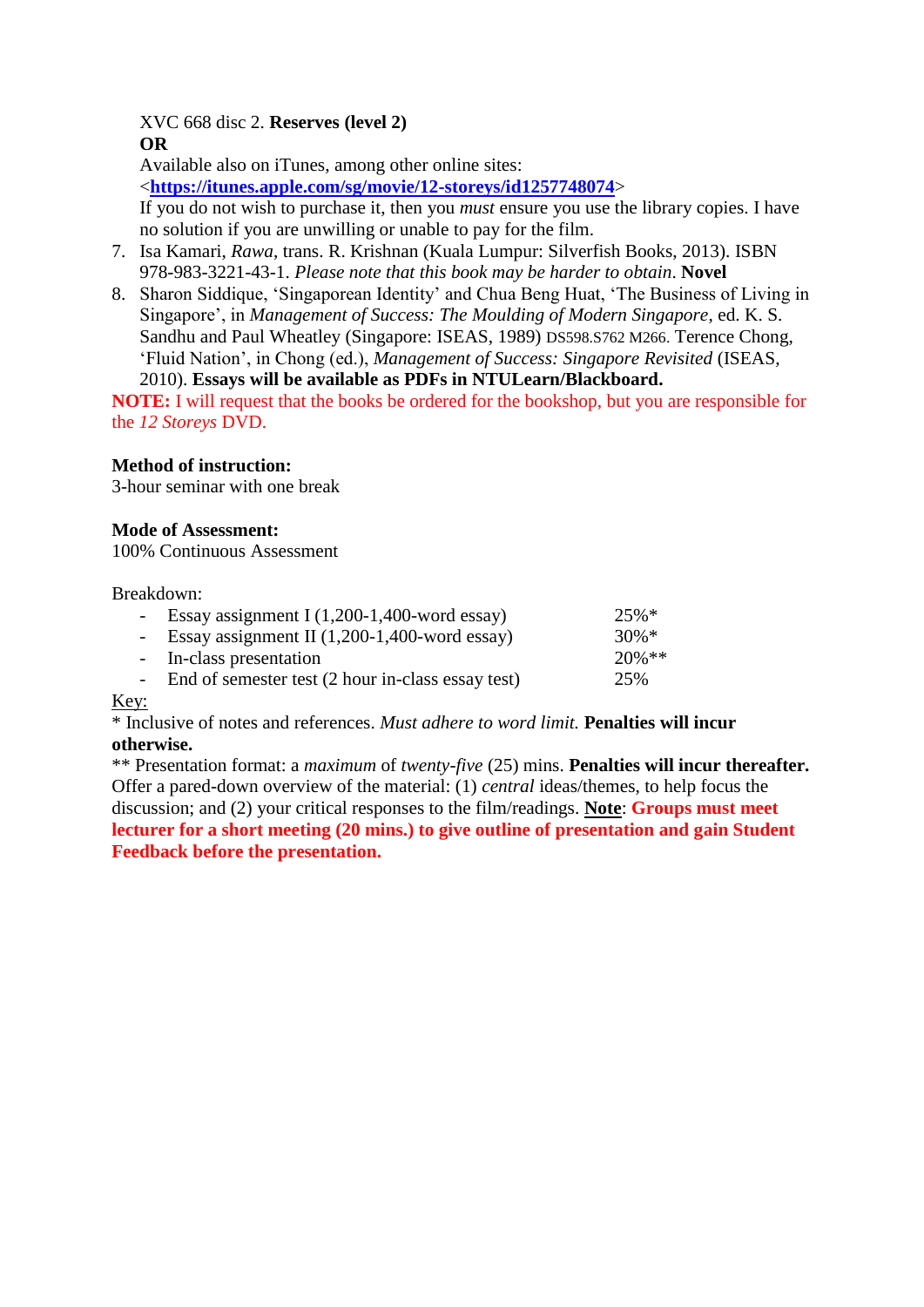XVC 668 disc 2. **Reserves (level 2)**
**OR**
Available also on iTunes, among other online sites:
<**https://itunes.apple.com/sg/movie/12-storeys/id1257748074**>
If you do not wish to purchase it, then you *must* ensure you use the library copies. I have no solution if you are unwilling or unable to pay for the film.

7. Isa Kamari, *Rawa*, trans. R. Krishnan (Kuala Lumpur: Silverfish Books, 2013). ISBN 978-983-3221-43-1. *Please note that this book may be harder to obtain*. **Novel**
8. Sharon Siddique, 'Singaporean Identity' and Chua Beng Huat, 'The Business of Living in Singapore', in *Management of Success: The Moulding of Modern Singapore*, ed. K. S. Sandhu and Paul Wheatley (Singapore: ISEAS, 1989) DS598.S762 M266. Terence Chong, 'Fluid Nation', in Chong (ed.), *Management of Success: Singapore Revisited* (ISEAS, 2010). **Essays will be available as PDFs in NTULearn/Blackboard.**

**NOTE:** I will request that the books be ordered for the bookshop, but you are responsible for the *12 Storeys* DVD.

**Method of instruction:**
3-hour seminar with one break

**Mode of Assessment:**
100% Continuous Assessment

Breakdown:

| | |
|---|---|
| - Essay assignment I (1,200-1,400-word essay) | 25%* |
| - Essay assignment II (1,200-1,400-word essay) | 30%* |
| - In-class presentation | 20%** |
| - End of semester test (2 hour in-class essay test) | 25% |

Key:
\* Inclusive of notes and references. *Must adhere to word limit.* **Penalties will incur otherwise.**
\*\* Presentation format: a *maximum* of *twenty-five* (25) mins. **Penalties will incur thereafter.** Offer a pared-down overview of the material: (1) *central* ideas/themes, to help focus the discussion; and (2) your critical responses to the film/readings. **Note**: **Groups must meet lecturer for a short meeting (20 mins.) to give outline of presentation and gain Student Feedback before the presentation.**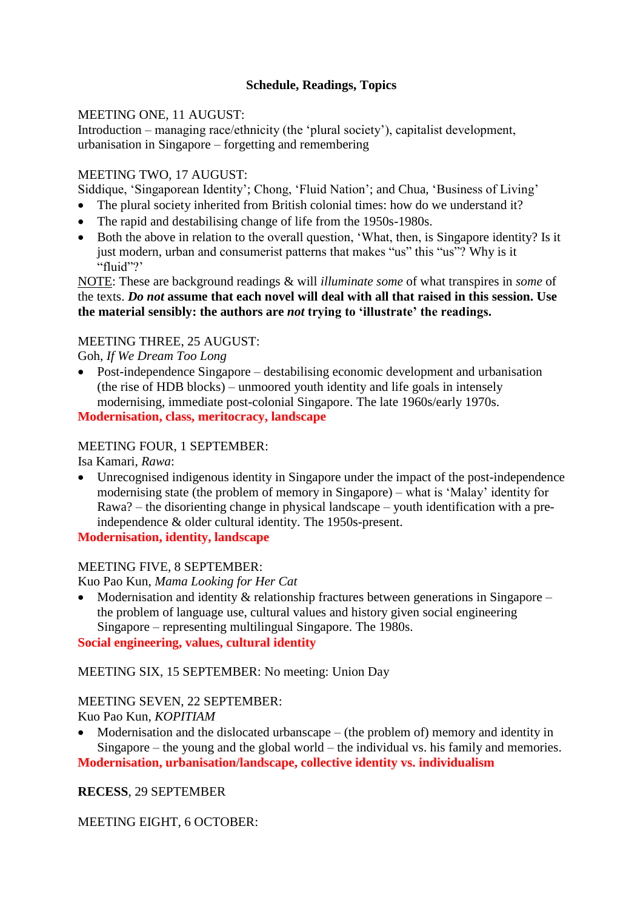**Schedule, Readings, Topics**

MEETING ONE, 11 AUGUST:
Introduction – managing race/ethnicity (the 'plural society'), capitalist development, urbanisation in Singapore – forgetting and remembering

MEETING TWO, 17 AUGUST:
Siddique, 'Singaporean Identity'; Chong, 'Fluid Nation'; and Chua, 'Business of Living'

- The plural society inherited from British colonial times: how do we understand it?
- The rapid and destabilising change of life from the 1950s-1980s.
- Both the above in relation to the overall question, 'What, then, is Singapore identity? Is it just modern, urban and consumerist patterns that makes "us" this "us"? Why is it "fluid"?'

NOTE: These are background readings & will *illuminate some* of what transpires in *some* of the texts. ***Do not* assume that each novel will deal with all that raised in this session. Use the material sensibly: the authors are *not* trying to 'illustrate' the readings.**

MEETING THREE, 25 AUGUST:
Goh, *If We Dream Too Long*

- Post-independence Singapore – destabilising economic development and urbanisation (the rise of HDB blocks) – unmoored youth identity and life goals in intensely modernising, immediate post-colonial Singapore. The late 1960s/early 1970s.

**Modernisation, class, meritocracy, landscape**

MEETING FOUR, 1 SEPTEMBER:
Isa Kamari, *Rawa*:

- Unrecognised indigenous identity in Singapore under the impact of the post-independence modernising state (the problem of memory in Singapore) – what is 'Malay' identity for Rawa? – the disorienting change in physical landscape – youth identification with a pre-independence & older cultural identity. The 1950s-present.

**Modernisation, identity, landscape**

MEETING FIVE, 8 SEPTEMBER:
Kuo Pao Kun, *Mama Looking for Her Cat*

- Modernisation and identity & relationship fractures between generations in Singapore – the problem of language use, cultural values and history given social engineering Singapore – representing multilingual Singapore. The 1980s.

**Social engineering, values, cultural identity**

MEETING SIX, 15 SEPTEMBER: No meeting: Union Day

MEETING SEVEN, 22 SEPTEMBER:
Kuo Pao Kun, *KOPITIAM*

- Modernisation and the dislocated urbanscape – (the problem of) memory and identity in Singapore – the young and the global world – the individual vs. his family and memories.

**Modernisation, urbanisation/landscape, collective identity vs. individualism**

**RECESS**, 29 SEPTEMBER

MEETING EIGHT, 6 OCTOBER: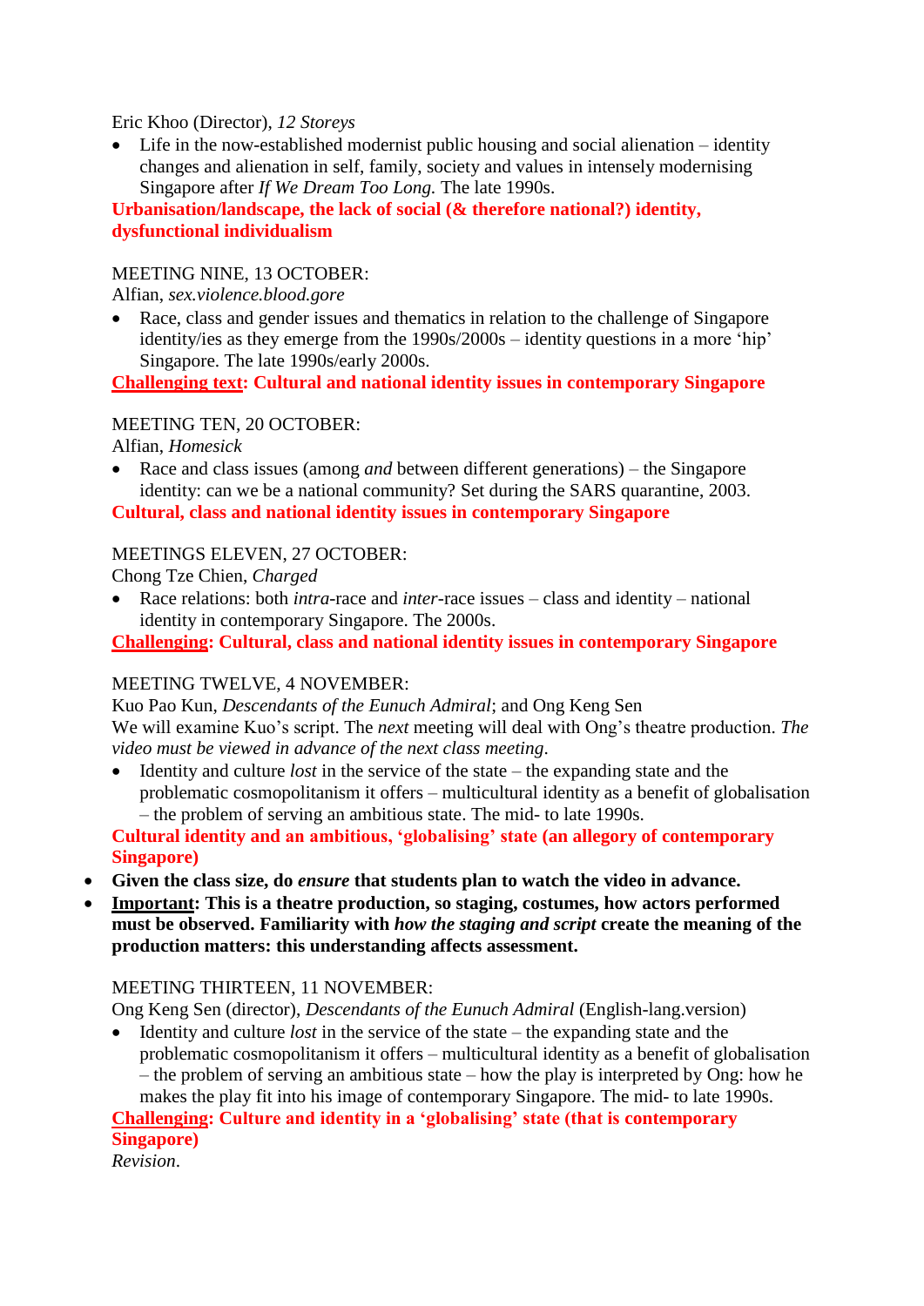Eric Khoo (Director), *12 Storeys*

- Life in the now-established modernist public housing and social alienation – identity changes and alienation in self, family, society and values in intensely modernising Singapore after *If We Dream Too Long.* The late 1990s.

**Urbanisation/landscape, the lack of social (& therefore national?) identity, dysfunctional individualism**

MEETING NINE, 13 OCTOBER:
Alfian, *sex.violence.blood.gore*

- Race, class and gender issues and thematics in relation to the challenge of Singapore identity/ies as they emerge from the 1990s/2000s – identity questions in a more 'hip' Singapore. The late 1990s/early 2000s.

**<u>Challenging text</u>: Cultural and national identity issues in contemporary Singapore**

MEETING TEN, 20 OCTOBER:
Alfian, *Homesick*

- Race and class issues (among *and* between different generations) – the Singapore identity: can we be a national community? Set during the SARS quarantine, 2003.

**Cultural, class and national identity issues in contemporary Singapore**

MEETINGS ELEVEN, 27 OCTOBER:
Chong Tze Chien, *Charged*

- Race relations: both *intra*-race and *inter*-race issues – class and identity – national identity in contemporary Singapore. The 2000s.

**<u>Challenging</u>: Cultural, class and national identity issues in contemporary Singapore**

MEETING TWELVE, 4 NOVEMBER:
Kuo Pao Kun, *Descendants of the Eunuch Admiral*; and Ong Keng Sen
We will examine Kuo's script. The *next* meeting will deal with Ong's theatre production. *The video must be viewed in advance of the next class meeting*.

- Identity and culture *lost* in the service of the state – the expanding state and the problematic cosmopolitanism it offers – multicultural identity as a benefit of globalisation – the problem of serving an ambitious state. The mid- to late 1990s.

**Cultural identity and an ambitious, 'globalising' state (an allegory of contemporary Singapore)**

- **Given the class size, do *ensure* that students plan to watch the video in advance.**
- **<u>Important</u>: This is a theatre production, so staging, costumes, how actors performed must be observed. Familiarity with *how the staging and script* create the meaning of the production matters: this understanding affects assessment.**

MEETING THIRTEEN, 11 NOVEMBER:
Ong Keng Sen (director), *Descendants of the Eunuch Admiral* (English-lang.version)

- Identity and culture *lost* in the service of the state – the expanding state and the problematic cosmopolitanism it offers – multicultural identity as a benefit of globalisation – the problem of serving an ambitious state – how the play is interpreted by Ong: how he makes the play fit into his image of contemporary Singapore. The mid- to late 1990s.

**<u>Challenging</u>: Culture and identity in a 'globalising' state (that is contemporary Singapore)**

*Revision*.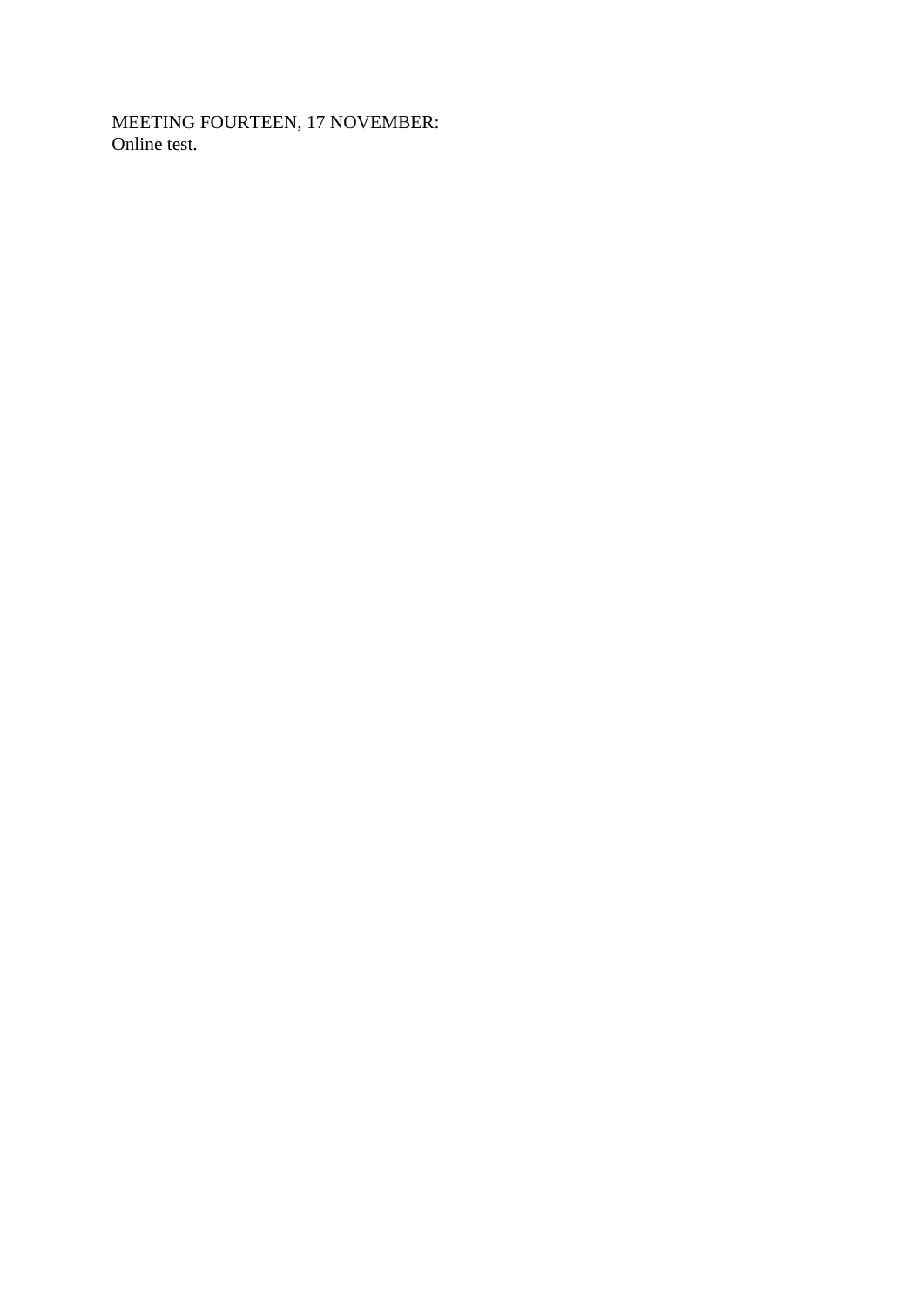MEETING FOURTEEN, 17 NOVEMBER:
Online test.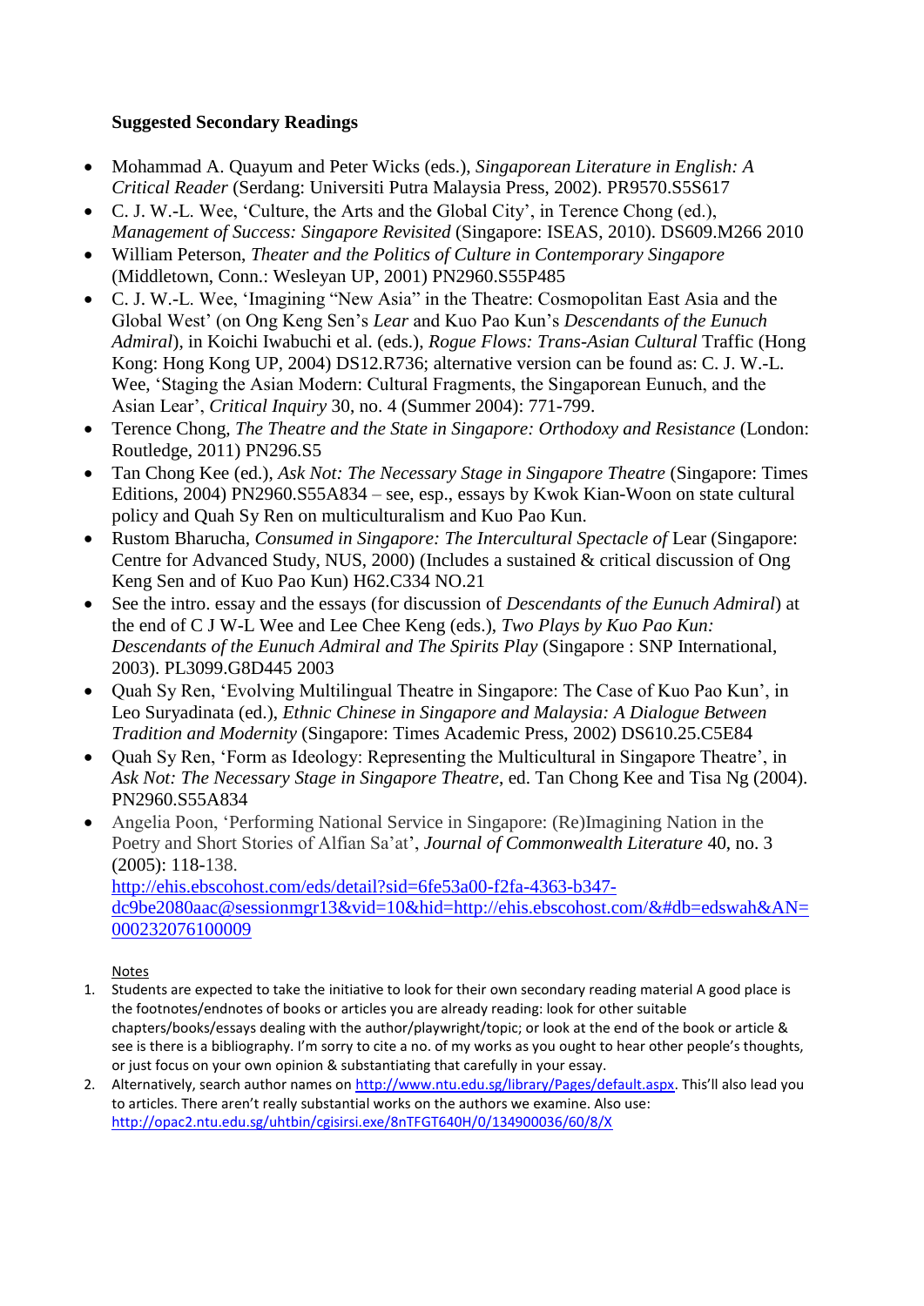**Suggested Secondary Readings**

- Mohammad A. Quayum and Peter Wicks (eds.), *Singaporean Literature in English: A Critical Reader* (Serdang: Universiti Putra Malaysia Press, 2002). PR9570.S5S617
- C. J. W.-L. Wee, 'Culture, the Arts and the Global City', in Terence Chong (ed.), *Management of Success: Singapore Revisited* (Singapore: ISEAS, 2010). DS609.M266 2010
- William Peterson, *Theater and the Politics of Culture in Contemporary Singapore* (Middletown, Conn.: Wesleyan UP, 2001) PN2960.S55P485
- C. J. W.-L. Wee, 'Imagining "New Asia" in the Theatre: Cosmopolitan East Asia and the Global West' (on Ong Keng Sen's *Lear* and Kuo Pao Kun's *Descendants of the Eunuch Admiral*), in Koichi Iwabuchi et al. (eds.), *Rogue Flows: Trans-Asian Cultural* Traffic (Hong Kong: Hong Kong UP, 2004) DS12.R736; alternative version can be found as: C. J. W.-L. Wee, 'Staging the Asian Modern: Cultural Fragments, the Singaporean Eunuch, and the Asian Lear', *Critical Inquiry* 30, no. 4 (Summer 2004): 771-799.
- Terence Chong, *The Theatre and the State in Singapore: Orthodoxy and Resistance* (London: Routledge, 2011) PN296.S5
- Tan Chong Kee (ed.), *Ask Not: The Necessary Stage in Singapore Theatre* (Singapore: Times Editions, 2004) PN2960.S55A834 – see, esp., essays by Kwok Kian-Woon on state cultural policy and Quah Sy Ren on multiculturalism and Kuo Pao Kun.
- Rustom Bharucha, *Consumed in Singapore: The Intercultural Spectacle of* Lear (Singapore: Centre for Advanced Study, NUS, 2000) (Includes a sustained & critical discussion of Ong Keng Sen and of Kuo Pao Kun) H62.C334 NO.21
- See the intro. essay and the essays (for discussion of *Descendants of the Eunuch Admiral*) at the end of C J W-L Wee and Lee Chee Keng (eds.), *Two Plays by Kuo Pao Kun: Descendants of the Eunuch Admiral and The Spirits Play* (Singapore : SNP International, 2003). PL3099.G8D445 2003
- Quah Sy Ren, 'Evolving Multilingual Theatre in Singapore: The Case of Kuo Pao Kun', in Leo Suryadinata (ed.), *Ethnic Chinese in Singapore and Malaysia: A Dialogue Between Tradition and Modernity* (Singapore: Times Academic Press, 2002) DS610.25.C5E84
- Quah Sy Ren, 'Form as Ideology: Representing the Multicultural in Singapore Theatre', in *Ask Not: The Necessary Stage in Singapore Theatre*, ed. Tan Chong Kee and Tisa Ng (2004). PN2960.S55A834
- Angelia Poon, 'Performing National Service in Singapore: (Re)Imagining Nation in the Poetry and Short Stories of Alfian Sa'at', *Journal of Commonwealth Literature* 40, no. 3 (2005): 118-138. http://ehis.ebscohost.com/eds/detail?sid=6fe53a00-f2fa-4363-b347-dc9be2080aac@sessionmgr13&vid=10&hid=http://ehis.ebscohost.com/&#db=edswah&AN=000232076100009

Notes

1. Students are expected to take the initiative to look for their own secondary reading material A good place is the footnotes/endnotes of books or articles you are already reading: look for other suitable chapters/books/essays dealing with the author/playwright/topic; or look at the end of the book or article & see is there is a bibliography. I'm sorry to cite a no. of my works as you ought to hear other people's thoughts, or just focus on your own opinion & substantiating that carefully in your essay.
2. Alternatively, search author names on http://www.ntu.edu.sg/library/Pages/default.aspx. This'll also lead you to articles. There aren't really substantial works on the authors we examine. Also use: http://opac2.ntu.edu.sg/uhtbin/cgisirsi.exe/8nTFGT640H/0/134900036/60/8/X